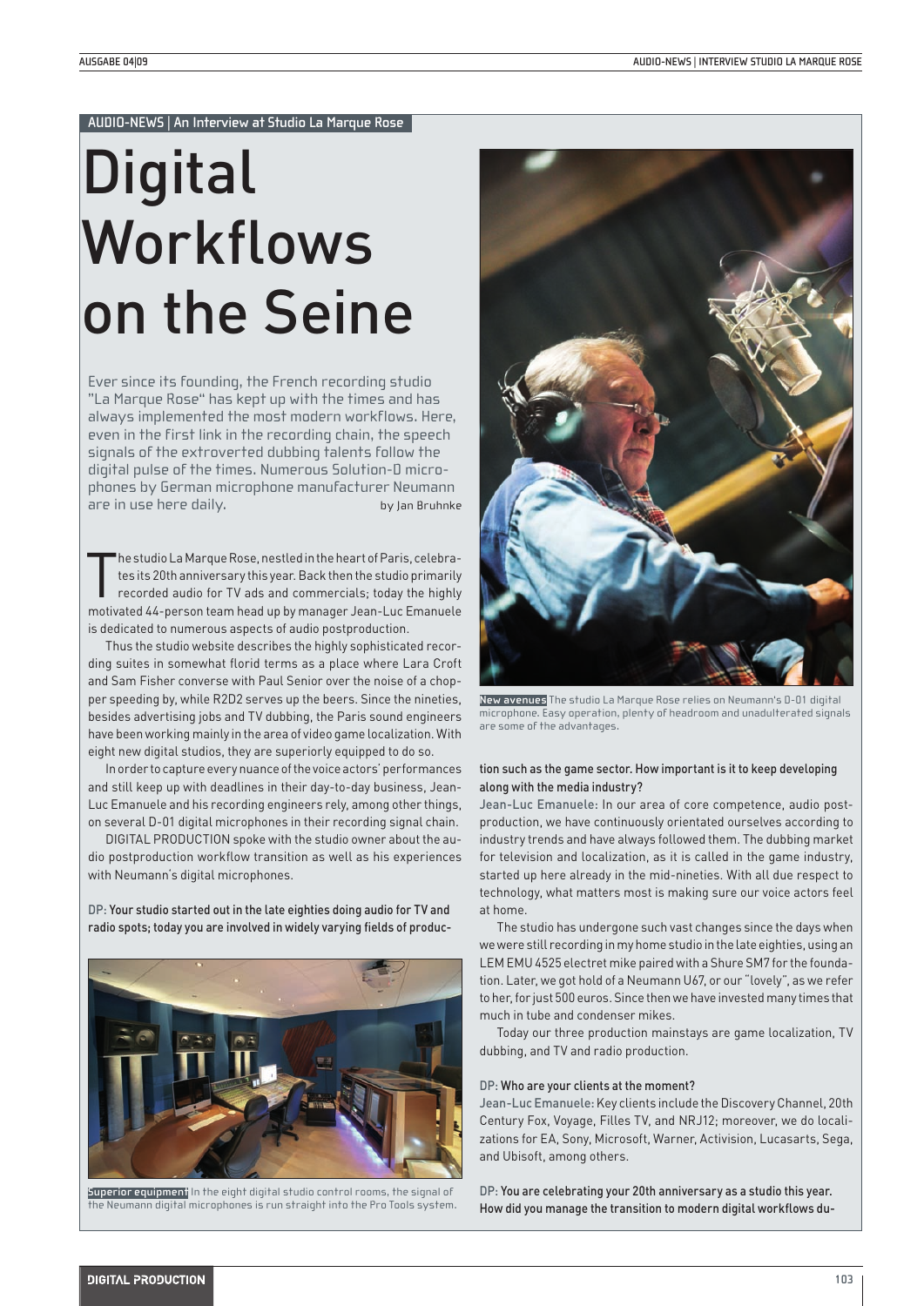AUDIO-NEWS | An Interview at Studio La Marque Rose

# Digital Workflows on the Seine

Ever since its founding, the French recording studio "La Marque Rose" has kept up with the times and has always implemented the most modern workflows. Here, even in the first link in the recording chain, the speech signals of the extroverted dubbing talents follow the digital pulse of the times. Numerous Solution-D microphones by German microphone manufacturer Neumann are in use here daily.

by Jan Bruhnke

The studio La Marque Rose, nestled in the heart of Paris, celebrates its 20th anniversary this year. Back then the studio primarily recorded audio for TV ads and commercials; today the highly motivated 44-person team head up by manager Jean-Luc Emanuele is dedicated to numerous aspects of audio postproduction.

Thus the studio website describes the highly sophisticated recording suites in somewhat florid terms as a place where Lara Croft and Sam Fisher converse with Paul Senior over the noise of a chopper speeding by, while R2D2 serves up the beers. Since the nineties, besides advertising jobs and TV dubbing, the Paris sound engineers have been working mainly in the area of video game localization. With eight new digital studios, they are superiorly equipped to do so.

In order to capture every nuance of the voice actors' performances and still keep up with deadlines in their day-to-day business, Jean-Luc Emanuele and his recording engineers rely, among other things, on several D-01 digital microphones in their recording signal chain.

DIGITAL PRODUCTION spoke with the studio owner about the audio postproduction workflow transition as well as his experiences with Neumann's digital microphones.

**DP:** Your studio started out in the late eighties doing audio for TV and radio spots; today you are involved in widely varying fields of production such as the game sector. How important is it to keep developing along with the media industry?

**Jean-Luc Emanuele:** In our area of core competence, audio postproduction, we have continuously orientated ourselves according to industry trends and have always followed them. The dubbing market for television and localization, as it is called in the game industry, started up here already in the mid-nineties. With all due respect to technology, what matters most is making sure our voice actors feel at home.

The studio has undergone such vast changes since the days when we were still recording in my home studio in the late eighties, using an LEM EMU 4525 electret mike paired with a Shure SM7 for the foundation. Later, we got hold of a Neumann U67, or our "lovely", as we refer to her, for just 500 euros. Since then we have invested many times that much in tube and condenser mikes.

Today our three production mainstays are game localization, TV dubbing, and TV and radio production.

**DP:** Who are your clients at the moment?

**Jean-Luc Emanuele:** Key clients include the Discovery Channel, 20th Century Fox, Voyage, Filles TV, and NRJ12; moreover, we do localizations for EA, Sony, Microsoft, Warner, Activision, Lucasarts, Sega, and Ubisoft, among others.

**DP:** You are celebrating your 20th anniversary as a studio this year. How did you manage the transition to modern digital workflows du-

**Superior equipment** In the eight digital studio control rooms, the signal of the Neumann digital microphones is run straight into the Pro Tools system.

**New avenues** The studio La Marque Rose relies on Neumann's D-01 digital microphone. Easy operation, plenty of headroom and unadulterated signals are some of the advantages.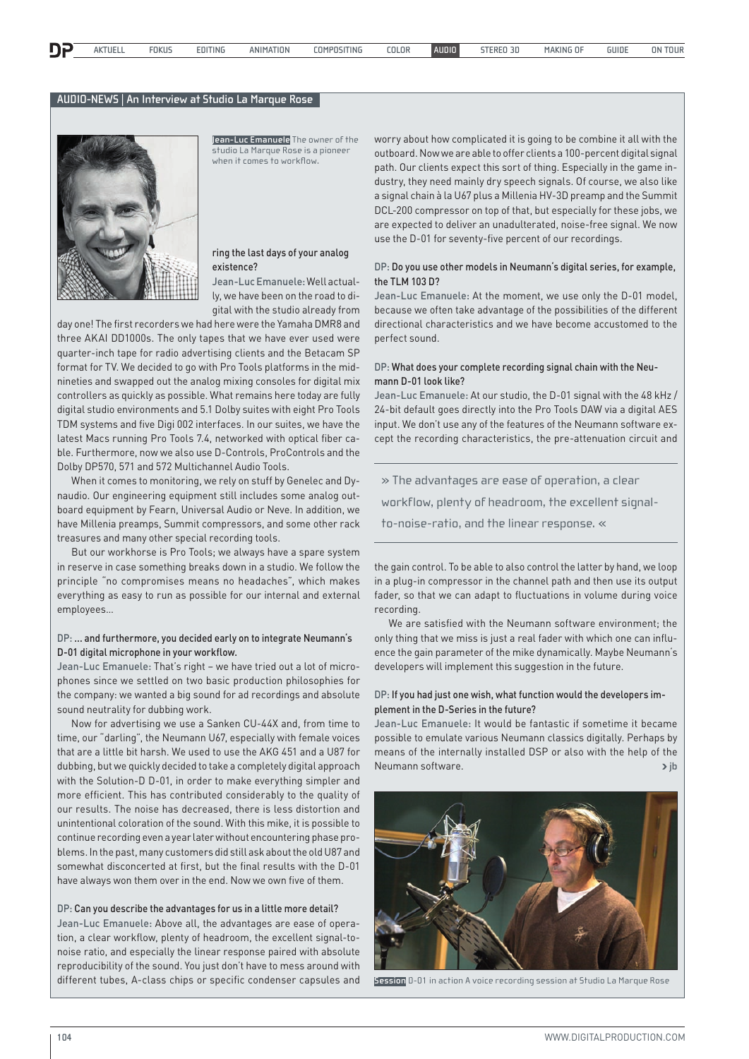## AUDIO-NEWS | An Interview at Studio La Marque Rose

**Jean-Luc Emanuele** The owner of the studio La Marque Rose is a pioneer when it comes to workflow.

ring the last days of your analog existence?

Jean-Luc Emanuele: Well actually, we have been on the road to digital with the studio already from day one! The first recorders we had here were the Yamaha DMR8 and three AKAI DD1000s. The only tapes that we have ever used were quarter-inch tape for radio advertising clients and the Betacam SP format for TV. We decided to go with Pro Tools platforms in the mid-nineties and swapped out the analog mixing consoles for digital mix controllers as quickly as possible. What remains here today are fully digital studio environments and 5.1 Dolby suites with eight Pro Tools TDM systems and five Digi 002 interfaces. In our suites, we have the latest Macs running Pro Tools 7.4, networked with optical fiber cable. Furthermore, now we also use D-Controls, ProControls and the Dolby DP570, 571 and 572 Multichannel Audio Tools.

When it comes to monitoring, we rely on stuff by Genelec and Dynaudio. Our engineering equipment still includes some analog outboard equipment by Fearn, Universal Audio or Neve. In addition, we have Millenia preamps, Summit compressors, and some other rack treasures and many other special recording tools.

But our workhorse is Pro Tools; we always have a spare system in reserve in case something breaks down in a studio. We follow the principle "no compromises means no headaches", which makes everything as easy to run as possible for our internal and external employees…

**DP: … and furthermore, you decided early on to integrate Neumann's D-01 digital microphone in your workflow.**

Jean-Luc Emanuele: That's right – we have tried out a lot of microphones since we settled on two basic production philosophies for the company: we wanted a big sound for ad recordings and absolute sound neutrality for dubbing work.

Now for advertising we use a Sanken CU-44X and, from time to time, our "darling", the Neumann U67, especially with female voices that are a little bit harsh. We used to use the AKG 451 and a U87 for dubbing, but we quickly decided to take a completely digital approach with the Solution-D D-01, in order to make everything simpler and more efficient. This has contributed considerably to the quality of our results. The noise has decreased, there is less distortion and unintentional coloration of the sound. With this mike, it is possible to continue recording even a year later without encountering phase problems. In the past, many customers did still ask about the old U87 and somewhat disconcerted at first, but the final results with the D-01 have always won them over in the end. Now we own five of them.

**DP: Can you describe the advantages for us in a little more detail?**

Jean-Luc Emanuele: Above all, the advantages are ease of operation, a clear workflow, plenty of headroom, the excellent signal-to-noise ratio, and especially the linear response paired with absolute reproducibility of the sound. You just don't have to mess around with different tubes, A-class chips or specific condenser capsules and worry about how complicated it is going to be combine it all with the outboard. Now we are able to offer clients a 100-percent digital signal path. Our clients expect this sort of thing. Especially in the game industry, they need mainly dry speech signals. Of course, we also like a signal chain à la U67 plus a Millenia HV-3D preamp and the Summit DCL-200 compressor on top of that, but especially for these jobs, we are expected to deliver an unadulterated, noise-free signal. We now use the D-01 for seventy-five percent of our recordings.

**DP: Do you use other models in Neumann's digital series, for example, the TLM 103 D?**

Jean-Luc Emanuele: At the moment, we use only the D-01 model, because we often take advantage of the possibilities of the different directional characteristics and we have become accustomed to the perfect sound.

**DP: What does your complete recording signal chain with the Neumann D-01 look like?**

Jean-Luc Emanuele: At our studio, the D-01 signal with the 48 kHz / 24-bit default goes directly into the Pro Tools DAW via a digital AES input. We don't use any of the features of the Neumann software except the recording characteristics, the pre-attenuation circuit and the gain control. To be able to also control the latter by hand, we loop in a plug-in compressor in the channel path and then use its output fader, so that we can adapt to fluctuations in volume during voice recording.

> » The advantages are ease of operation, a clear workflow, plenty of headroom, the excellent signal-to-noise-ratio, and the linear response. «

We are satisfied with the Neumann software environment; the only thing that we miss is just a real fader with which one can influence the gain parameter of the mike dynamically. Maybe Neumann's developers will implement this suggestion in the future.

**DP: If you had just one wish, what function would the developers implement in the D-Series in the future?**

Jean-Luc Emanuele: It would be fantastic if sometime it became possible to emulate various Neumann classics digitally. Perhaps by means of the internally installed DSP or also with the help of the Neumann software. > jb

**Session** D-01 in action A voice recording session at Studio La Marque Rose